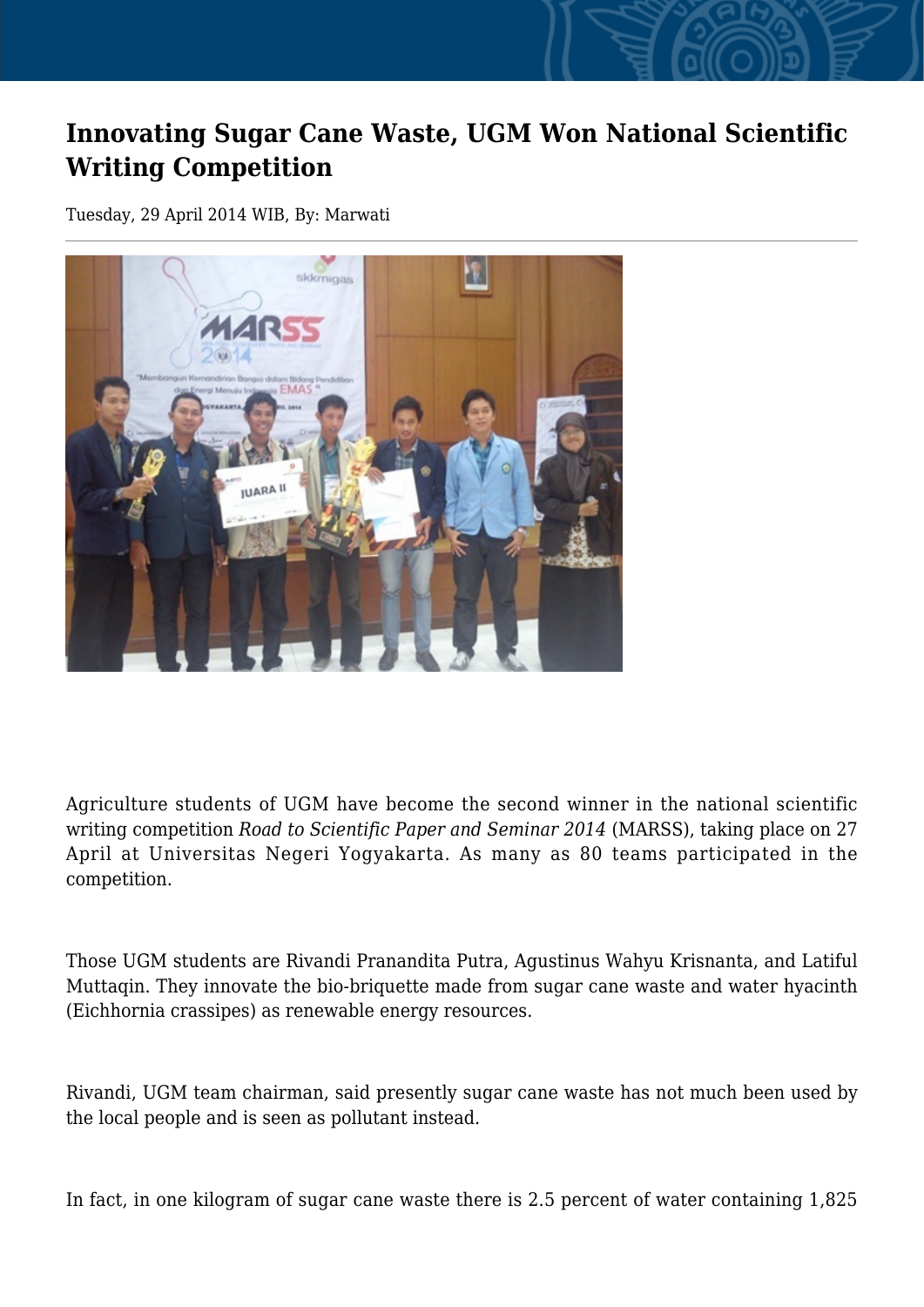# Innovating Sugar Cane Waste, UGM Won National Scientific Writing Competition

Tuesday, 29 April 2014 WIB, By: Marwati

Agriculture students of UGM have become the second winner in the national scientific writing competition *Road to Scientific Paper and Seminar 2014* (MARSS), taking place on 27 April at Universitas Negeri Yogyakarta. As many as 80 teams participated in the competition.

Those UGM students are Rivandi Pranandita Putra, Agustinus Wahyu Krisnanta, and Latiful Muttaqin. They innovate the bio-briquette made from sugar cane waste and water hyacinth (Eichhornia crassipes) as renewable energy resources.

Rivandi, UGM team chairman, said presently sugar cane waste has not much been used by the local people and is seen as pollutant instead.

In fact, in one kilogram of sugar cane waste there is 2.5 percent of water containing 1,825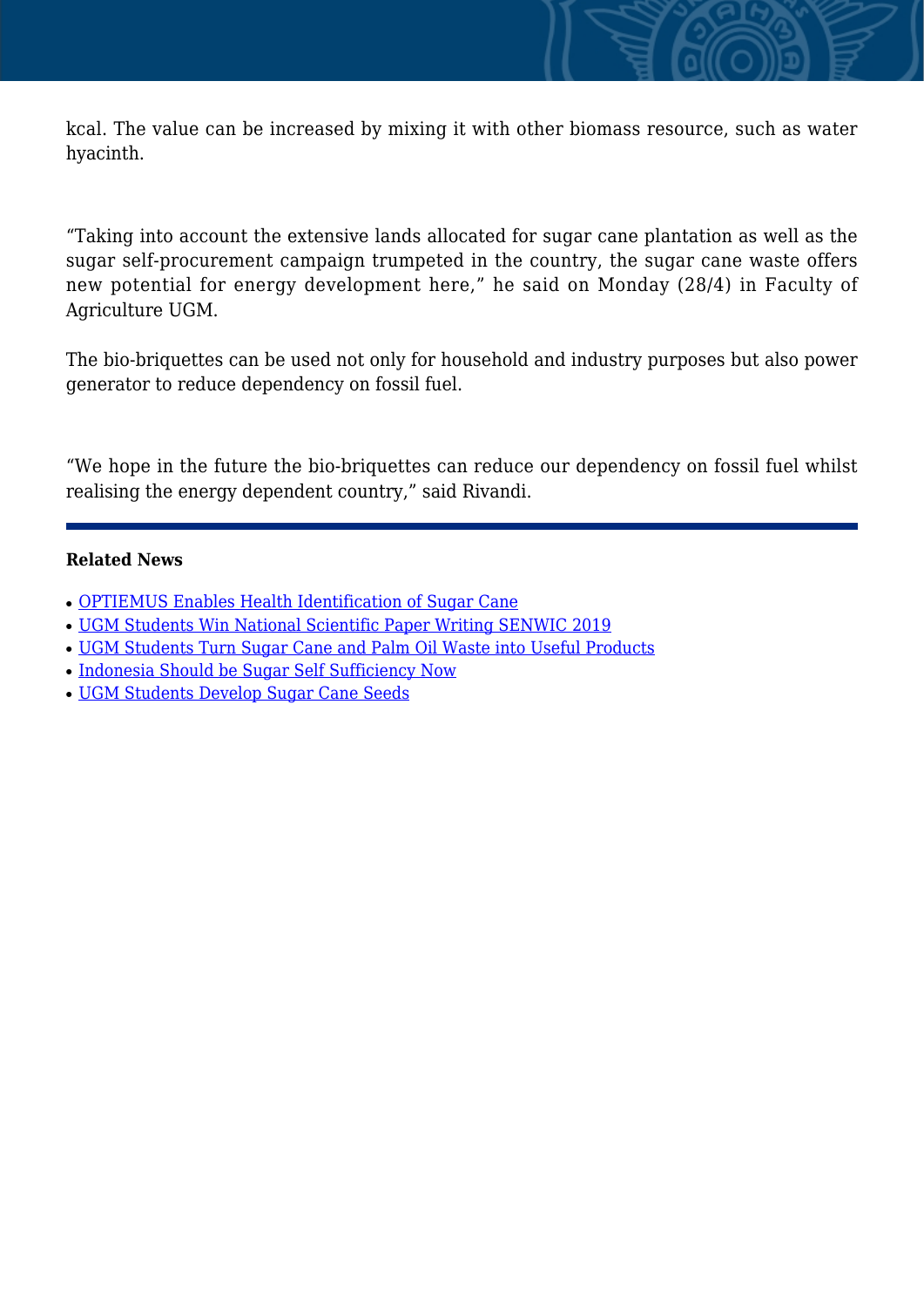kcal. The value can be increased by mixing it with other biomass resource, such as water hyacinth.

"Taking into account the extensive lands allocated for sugar cane plantation as well as the sugar self-procurement campaign trumpeted in the country, the sugar cane waste offers new potential for energy development here," he said on Monday (28/4) in Faculty of Agriculture UGM.

The bio-briquettes can be used not only for household and industry purposes but also power generator to reduce dependency on fossil fuel.

"We hope in the future the bio-briquettes can reduce our dependency on fossil fuel whilst realising the energy dependent country," said Rivandi.

---

**Related News**

- OPTIEMUS Enables Health Identification of Sugar Cane
- UGM Students Win National Scientific Paper Writing SENWIC 2019
- UGM Students Turn Sugar Cane and Palm Oil Waste into Useful Products
- Indonesia Should be Sugar Self Sufficiency Now
- UGM Students Develop Sugar Cane Seeds